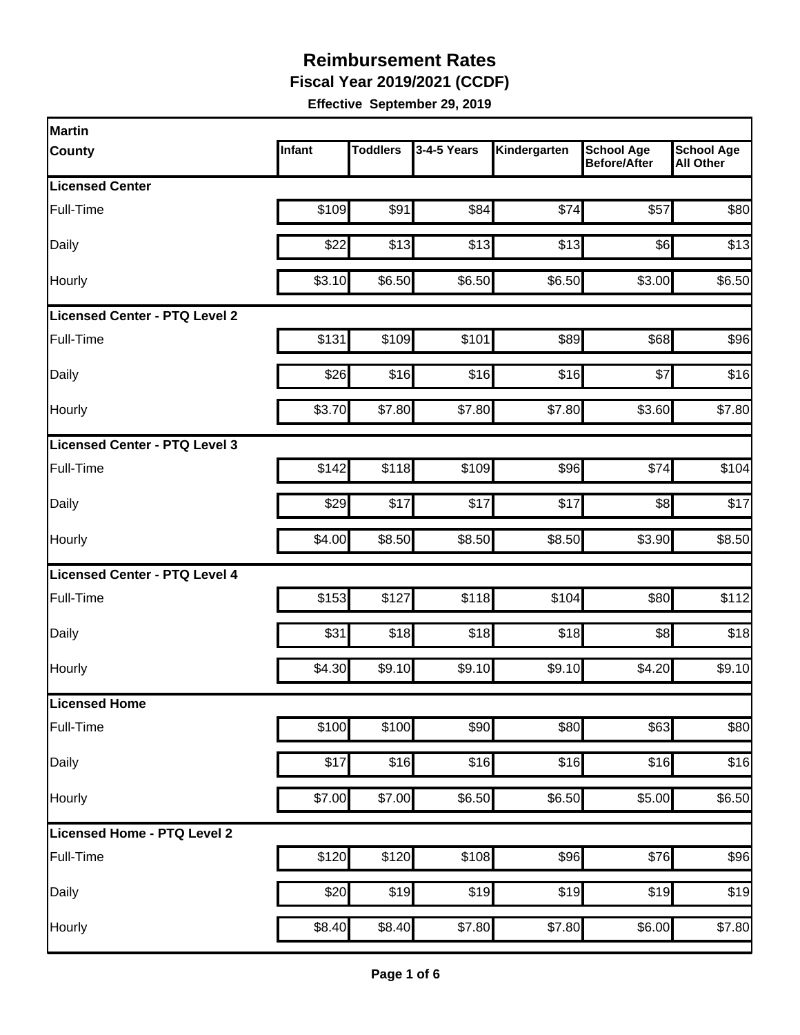# Reimbursement Rates

**Fiscal Year 2019/2021 (CCDF)**

**Effective September 29, 2019**

| Martin County | Infant | Toddlers | 3-4-5 Years | Kindergarten | School Age Before/After | School Age All Other |
|---|---|---|---|---|---|---|
| **Licensed Center** | | | | | | |
| Full-Time | $109 | $91 | $84 | $74 | $57 | $80 |
| Daily | $22 | $13 | $13 | $13 | $6 | $13 |
| Hourly | $3.10 | $6.50 | $6.50 | $6.50 | $3.00 | $6.50 |
| **Licensed Center - PTQ Level 2** | | | | | | |
| Full-Time | $131 | $109 | $101 | $89 | $68 | $96 |
| Daily | $26 | $16 | $16 | $16 | $7 | $16 |
| Hourly | $3.70 | $7.80 | $7.80 | $7.80 | $3.60 | $7.80 |
| **Licensed Center - PTQ Level 3** | | | | | | |
| Full-Time | $142 | $118 | $109 | $96 | $74 | $104 |
| Daily | $29 | $17 | $17 | $17 | $8 | $17 |
| Hourly | $4.00 | $8.50 | $8.50 | $8.50 | $3.90 | $8.50 |
| **Licensed Center - PTQ Level 4** | | | | | | |
| Full-Time | $153 | $127 | $118 | $104 | $80 | $112 |
| Daily | $31 | $18 | $18 | $18 | $8 | $18 |
| Hourly | $4.30 | $9.10 | $9.10 | $9.10 | $4.20 | $9.10 |
| **Licensed Home** | | | | | | |
| Full-Time | $100 | $100 | $90 | $80 | $63 | $80 |
| Daily | $17 | $16 | $16 | $16 | $16 | $16 |
| Hourly | $7.00 | $7.00 | $6.50 | $6.50 | $5.00 | $6.50 |
| **Licensed Home - PTQ Level 2** | | | | | | |
| Full-Time | $120 | $120 | $108 | $96 | $76 | $96 |
| Daily | $20 | $19 | $19 | $19 | $19 | $19 |
| Hourly | $8.40 | $8.40 | $7.80 | $7.80 | $6.00 | $7.80 |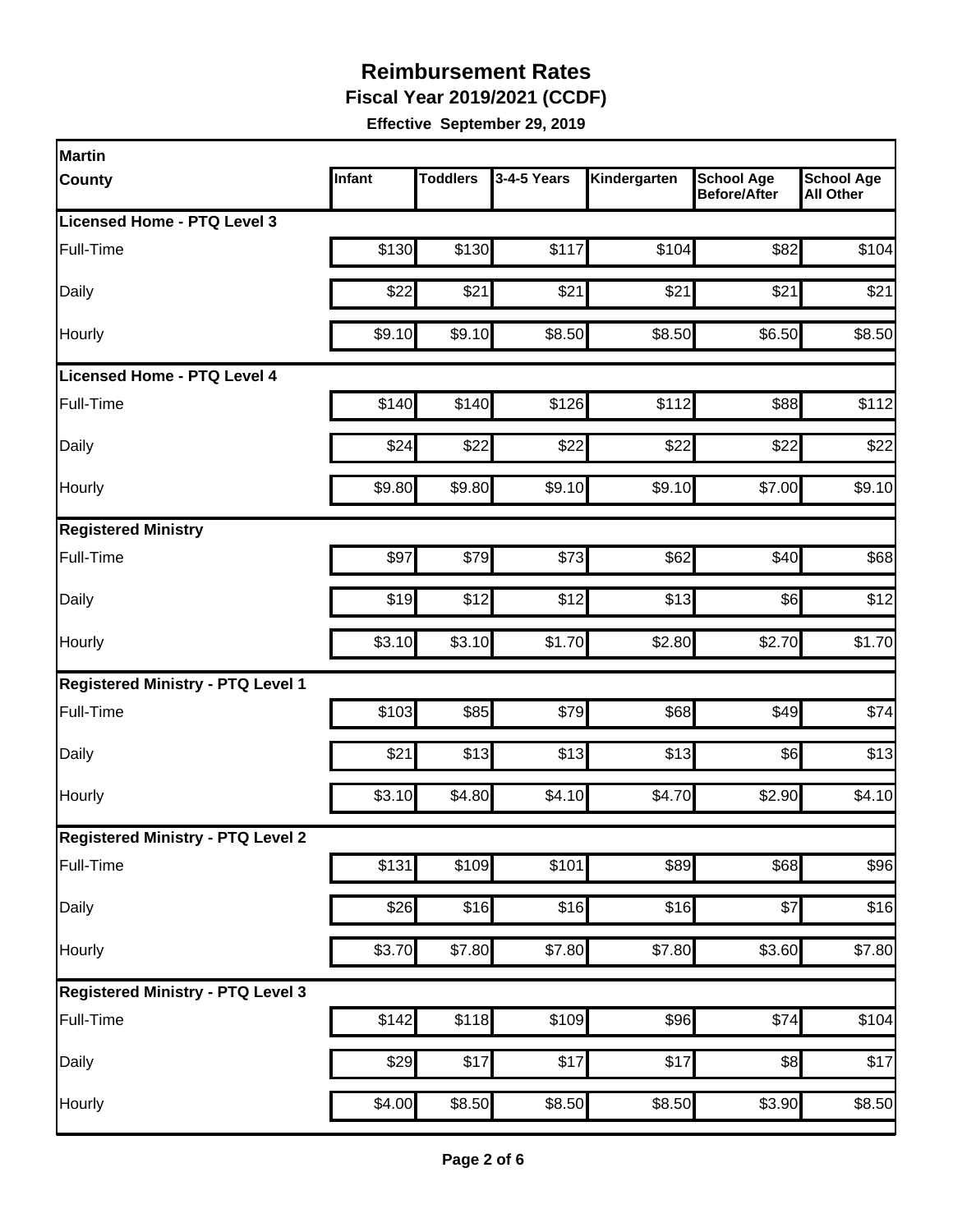# Reimbursement Rates

**Fiscal Year 2019/2021 (CCDF)**

**Effective September 29, 2019**

| Martin County | Infant | Toddlers | 3-4-5 Years | Kindergarten | School Age Before/After | School Age All Other |
|---|---|---|---|---|---|---|
| **Licensed Home - PTQ Level 3** | | | | | | |
| Full-Time | $130 | $130 | $117 | $104 | $82 | $104 |
| Daily | $22 | $21 | $21 | $21 | $21 | $21 |
| Hourly | $9.10 | $9.10 | $8.50 | $8.50 | $6.50 | $8.50 |
| **Licensed Home - PTQ Level 4** | | | | | | |
| Full-Time | $140 | $140 | $126 | $112 | $88 | $112 |
| Daily | $24 | $22 | $22 | $22 | $22 | $22 |
| Hourly | $9.80 | $9.80 | $9.10 | $9.10 | $7.00 | $9.10 |
| **Registered Ministry** | | | | | | |
| Full-Time | $97 | $79 | $73 | $62 | $40 | $68 |
| Daily | $19 | $12 | $12 | $13 | $6 | $12 |
| Hourly | $3.10 | $3.10 | $1.70 | $2.80 | $2.70 | $1.70 |
| **Registered Ministry - PTQ Level 1** | | | | | | |
| Full-Time | $103 | $85 | $79 | $68 | $49 | $74 |
| Daily | $21 | $13 | $13 | $13 | $6 | $13 |
| Hourly | $3.10 | $4.80 | $4.10 | $4.70 | $2.90 | $4.10 |
| **Registered Ministry - PTQ Level 2** | | | | | | |
| Full-Time | $131 | $109 | $101 | $89 | $68 | $96 |
| Daily | $26 | $16 | $16 | $16 | $7 | $16 |
| Hourly | $3.70 | $7.80 | $7.80 | $7.80 | $3.60 | $7.80 |
| **Registered Ministry - PTQ Level 3** | | | | | | |
| Full-Time | $142 | $118 | $109 | $96 | $74 | $104 |
| Daily | $29 | $17 | $17 | $17 | $8 | $17 |
| Hourly | $4.00 | $8.50 | $8.50 | $8.50 | $3.90 | $8.50 |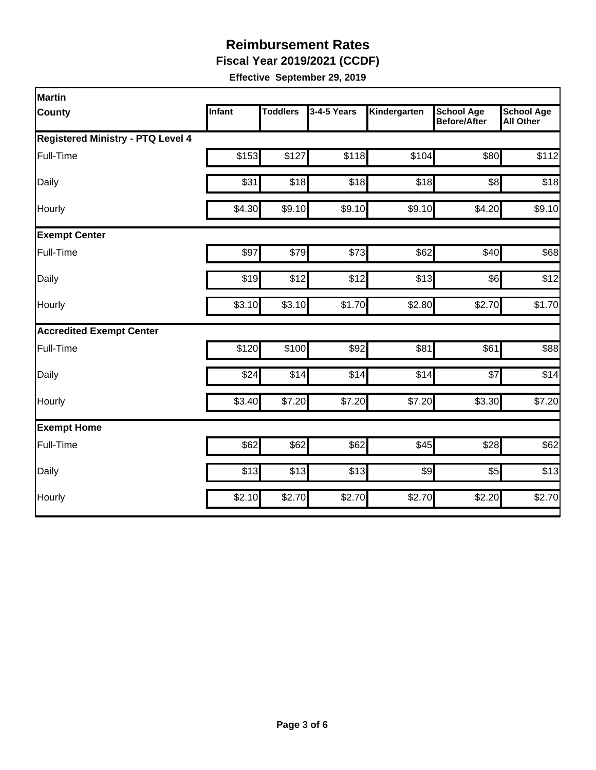# Reimbursement Rates

**Fiscal Year 2019/2021 (CCDF)**

**Effective September 29, 2019**

| Martin County | Infant | Toddlers | 3-4-5 Years | Kindergarten | School Age Before/After | School Age All Other |
|---|---|---|---|---|---|---|
| **Registered Ministry - PTQ Level 4** | | | | | | |
| Full-Time | $153 | $127 | $118 | $104 | $80 | $112 |
| Daily | $31 | $18 | $18 | $18 | $8 | $18 |
| Hourly | $4.30 | $9.10 | $9.10 | $9.10 | $4.20 | $9.10 |
| **Exempt Center** | | | | | | |
| Full-Time | $97 | $79 | $73 | $62 | $40 | $68 |
| Daily | $19 | $12 | $12 | $13 | $6 | $12 |
| Hourly | $3.10 | $3.10 | $1.70 | $2.80 | $2.70 | $1.70 |
| **Accredited Exempt Center** | | | | | | |
| Full-Time | $120 | $100 | $92 | $81 | $61 | $88 |
| Daily | $24 | $14 | $14 | $14 | $7 | $14 |
| Hourly | $3.40 | $7.20 | $7.20 | $7.20 | $3.30 | $7.20 |
| **Exempt Home** | | | | | | |
| Full-Time | $62 | $62 | $62 | $45 | $28 | $62 |
| Daily | $13 | $13 | $13 | $9 | $5 | $13 |
| Hourly | $2.10 | $2.70 | $2.70 | $2.70 | $2.20 | $2.70 |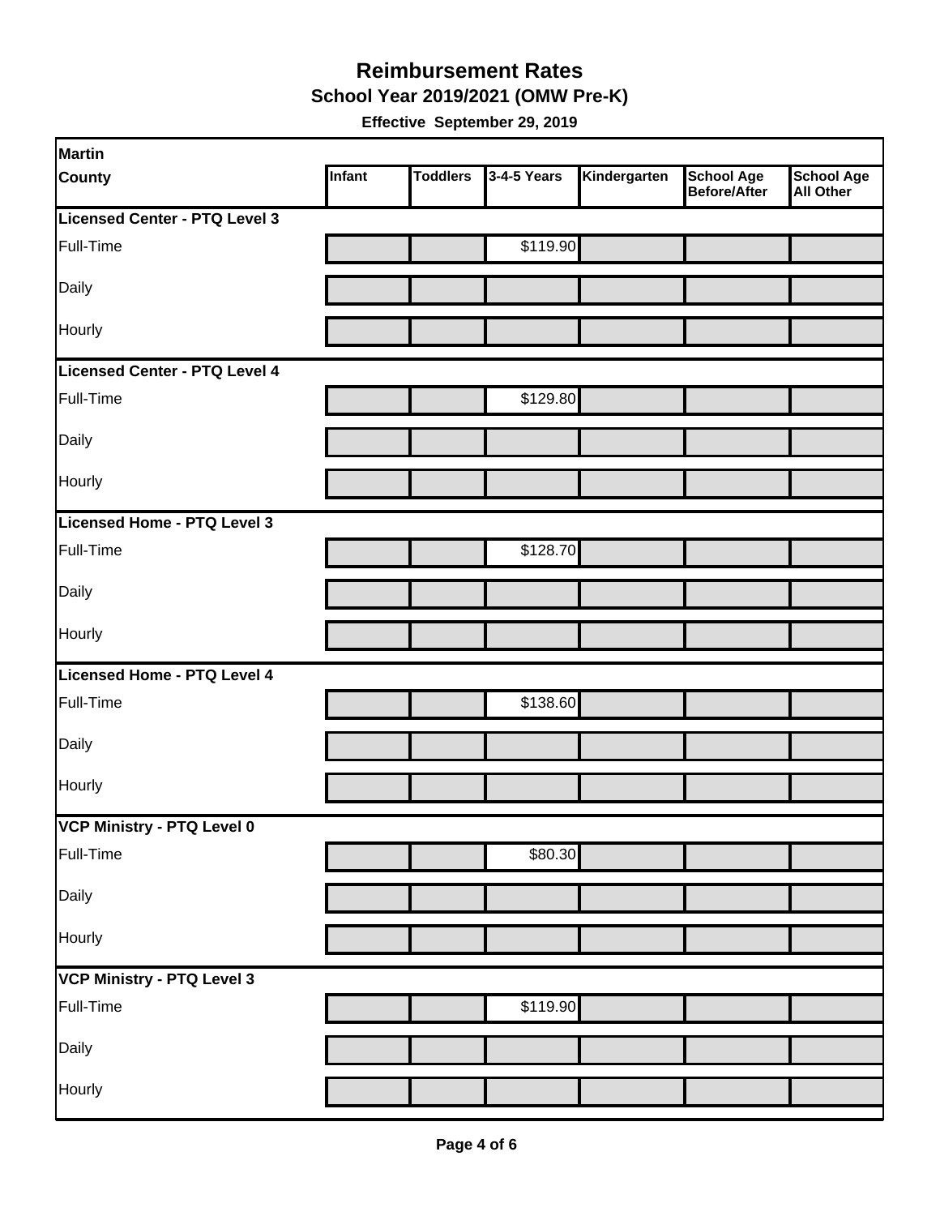# Reimbursement Rates

## School Year 2019/2021 (OMW Pre-K)

**Effective September 29, 2019**

| Martin County | Infant | Toddlers | 3-4-5 Years | Kindergarten | School Age Before/After | School Age All Other |
|---|---|---|---|---|---|---|
| **Licensed Center - PTQ Level 3** | | | | | | |
| Full-Time | | | $119.90 | | | |
| Daily | | | | | | |
| Hourly | | | | | | |
| **Licensed Center - PTQ Level 4** | | | | | | |
| Full-Time | | | $129.80 | | | |
| Daily | | | | | | |
| Hourly | | | | | | |
| **Licensed Home - PTQ Level 3** | | | | | | |
| Full-Time | | | $128.70 | | | |
| Daily | | | | | | |
| Hourly | | | | | | |
| **Licensed Home - PTQ Level 4** | | | | | | |
| Full-Time | | | $138.60 | | | |
| Daily | | | | | | |
| Hourly | | | | | | |
| **VCP Ministry - PTQ Level 0** | | | | | | |
| Full-Time | | | $80.30 | | | |
| Daily | | | | | | |
| Hourly | | | | | | |
| **VCP Ministry - PTQ Level 3** | | | | | | |
| Full-Time | | | $119.90 | | | |
| Daily | | | | | | |
| Hourly | | | | | | |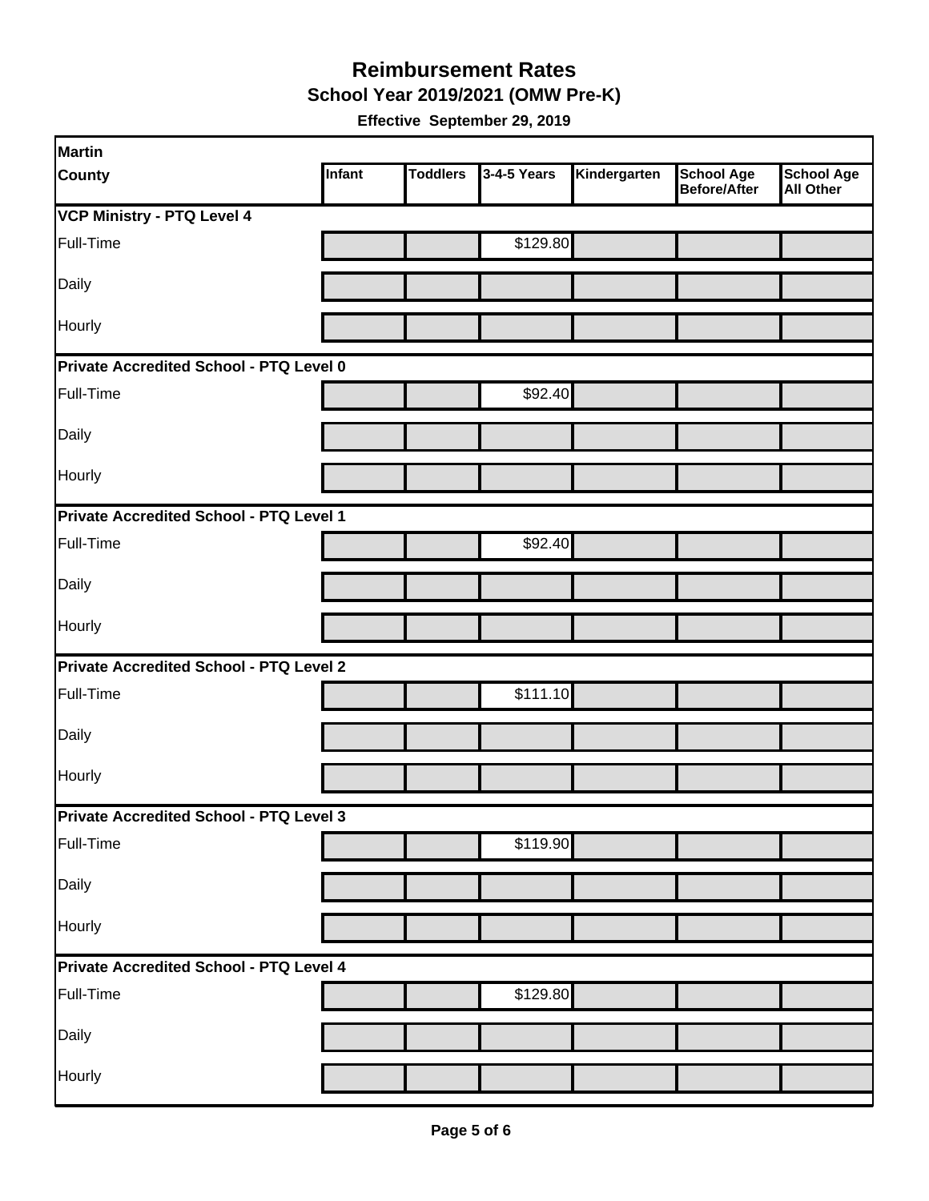# Reimbursement Rates

## School Year 2019/2021 (OMW Pre-K)

**Effective September 29, 2019**

| Martin County | Infant | Toddlers | 3-4-5 Years | Kindergarten | School Age Before/After | School Age All Other |
|---|---|---|---|---|---|---|
| **VCP Ministry - PTQ Level 4** | | | | | | |
| Full-Time | | | $129.80 | | | |
| Daily | | | | | | |
| Hourly | | | | | | |
| **Private Accredited School - PTQ Level 0** | | | | | | |
| Full-Time | | | $92.40 | | | |
| Daily | | | | | | |
| Hourly | | | | | | |
| **Private Accredited School - PTQ Level 1** | | | | | | |
| Full-Time | | | $92.40 | | | |
| Daily | | | | | | |
| Hourly | | | | | | |
| **Private Accredited School - PTQ Level 2** | | | | | | |
| Full-Time | | | $111.10 | | | |
| Daily | | | | | | |
| Hourly | | | | | | |
| **Private Accredited School - PTQ Level 3** | | | | | | |
| Full-Time | | | $119.90 | | | |
| Daily | | | | | | |
| Hourly | | | | | | |
| **Private Accredited School - PTQ Level 4** | | | | | | |
| Full-Time | | | $129.80 | | | |
| Daily | | | | | | |
| Hourly | | | | | | |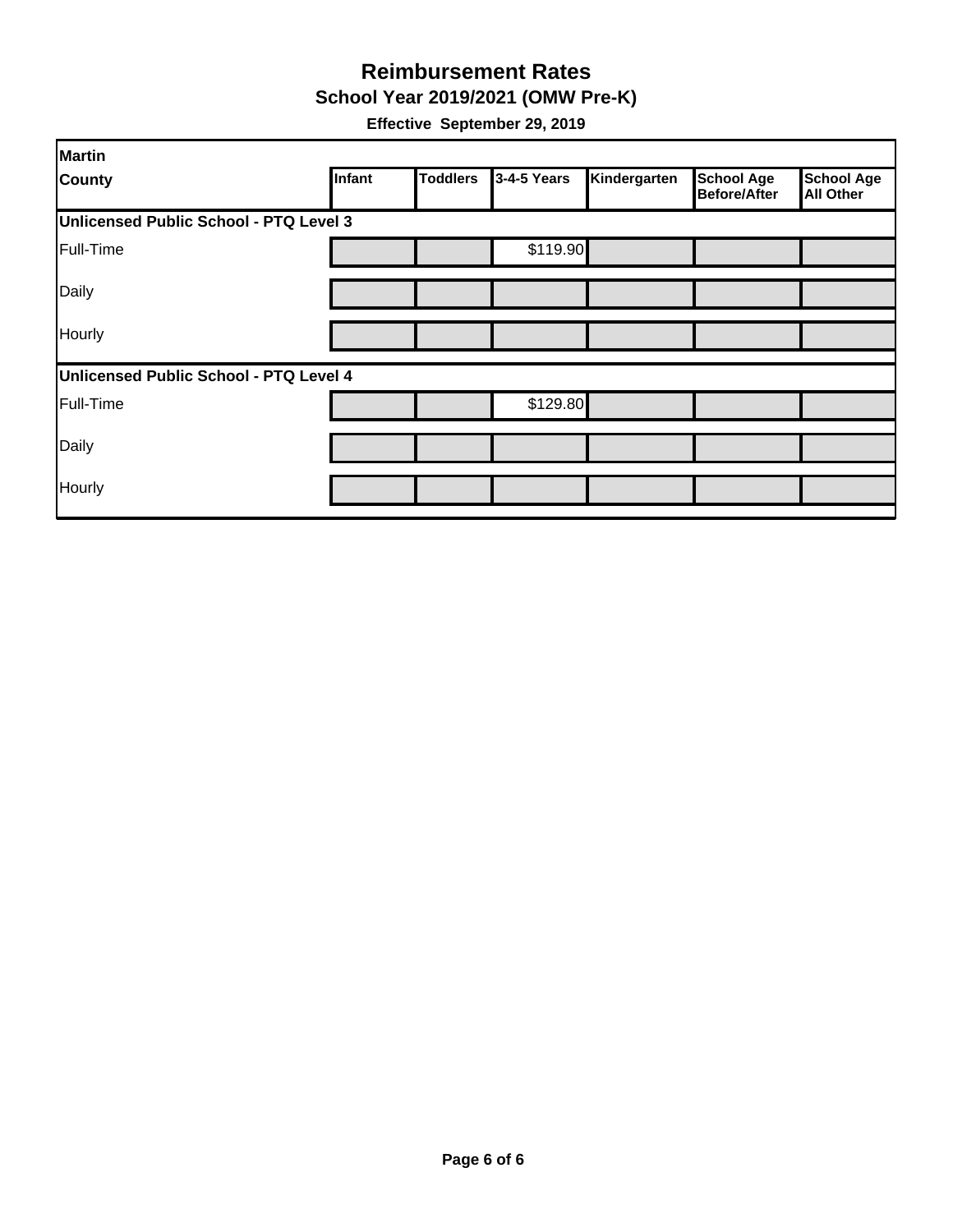# Reimbursement Rates

## School Year 2019/2021 (OMW Pre-K)

**Effective September 29, 2019**

| Martin County | Infant | Toddlers | 3-4-5 Years | Kindergarten | School Age Before/After | School Age All Other |
|---|---|---|---|---|---|---|
| **Unlicensed Public School - PTQ Level 3** | | | | | | |
| Full-Time | | | $119.90 | | | |
| Daily | | | | | | |
| Hourly | | | | | | |
| **Unlicensed Public School - PTQ Level 4** | | | | | | |
| Full-Time | | | $129.80 | | | |
| Daily | | | | | | |
| Hourly | | | | | | |